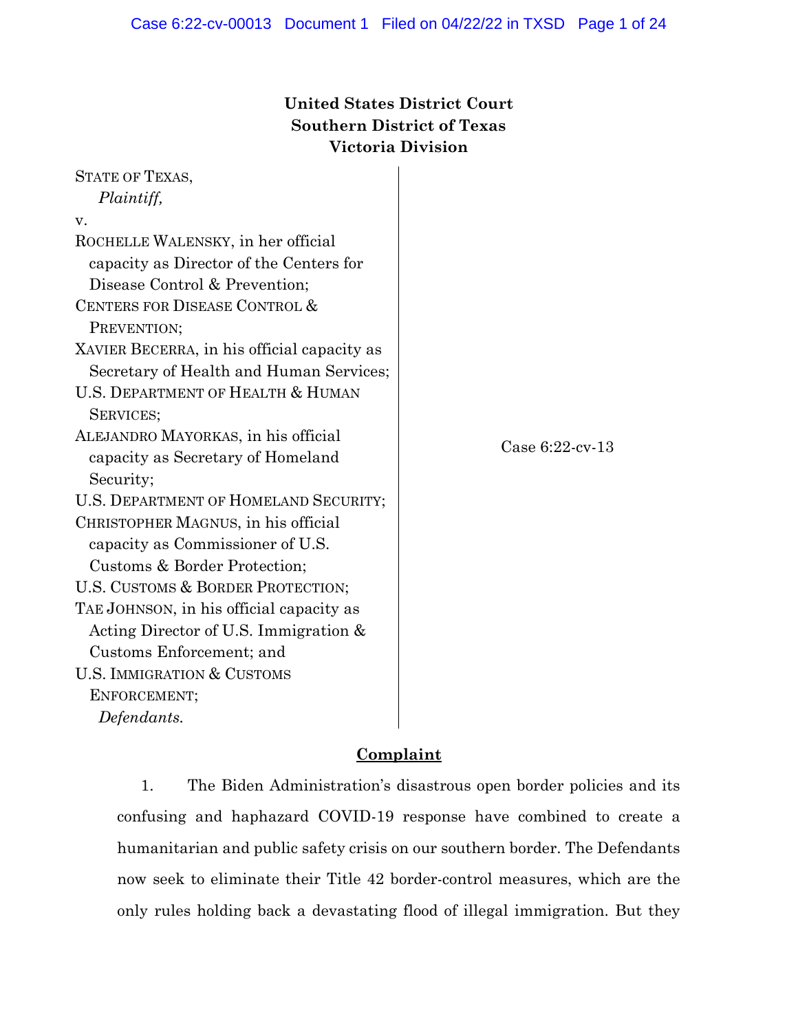**United States District Court**
**Southern District of Texas**
**Victoria Division**

| | |
|---|---|
| STATE OF TEXAS,<br>*Plaintiff,*<br>v.<br>ROCHELLE WALENSKY, in her official capacity as Director of the Centers for Disease Control & Prevention;<br>CENTERS FOR DISEASE CONTROL & PREVENTION;<br>XAVIER BECERRA, in his official capacity as Secretary of Health and Human Services;<br>U.S. DEPARTMENT OF HEALTH & HUMAN SERVICES;<br>ALEJANDRO MAYORKAS, in his official capacity as Secretary of Homeland Security;<br>U.S. DEPARTMENT OF HOMELAND SECURITY;<br>CHRISTOPHER MAGNUS, in his official capacity as Commissioner of U.S. Customs & Border Protection;<br>U.S. CUSTOMS & BORDER PROTECTION;<br>TAE JOHNSON, in his official capacity as Acting Director of U.S. Immigration & Customs Enforcement; and<br>U.S. IMMIGRATION & CUSTOMS ENFORCEMENT;<br>*Defendants.* | Case 6:22-cv-13 |

## Complaint

1. The Biden Administration's disastrous open border policies and its confusing and haphazard COVID-19 response have combined to create a humanitarian and public safety crisis on our southern border. The Defendants now seek to eliminate their Title 42 border-control measures, which are the only rules holding back a devastating flood of illegal immigration. But they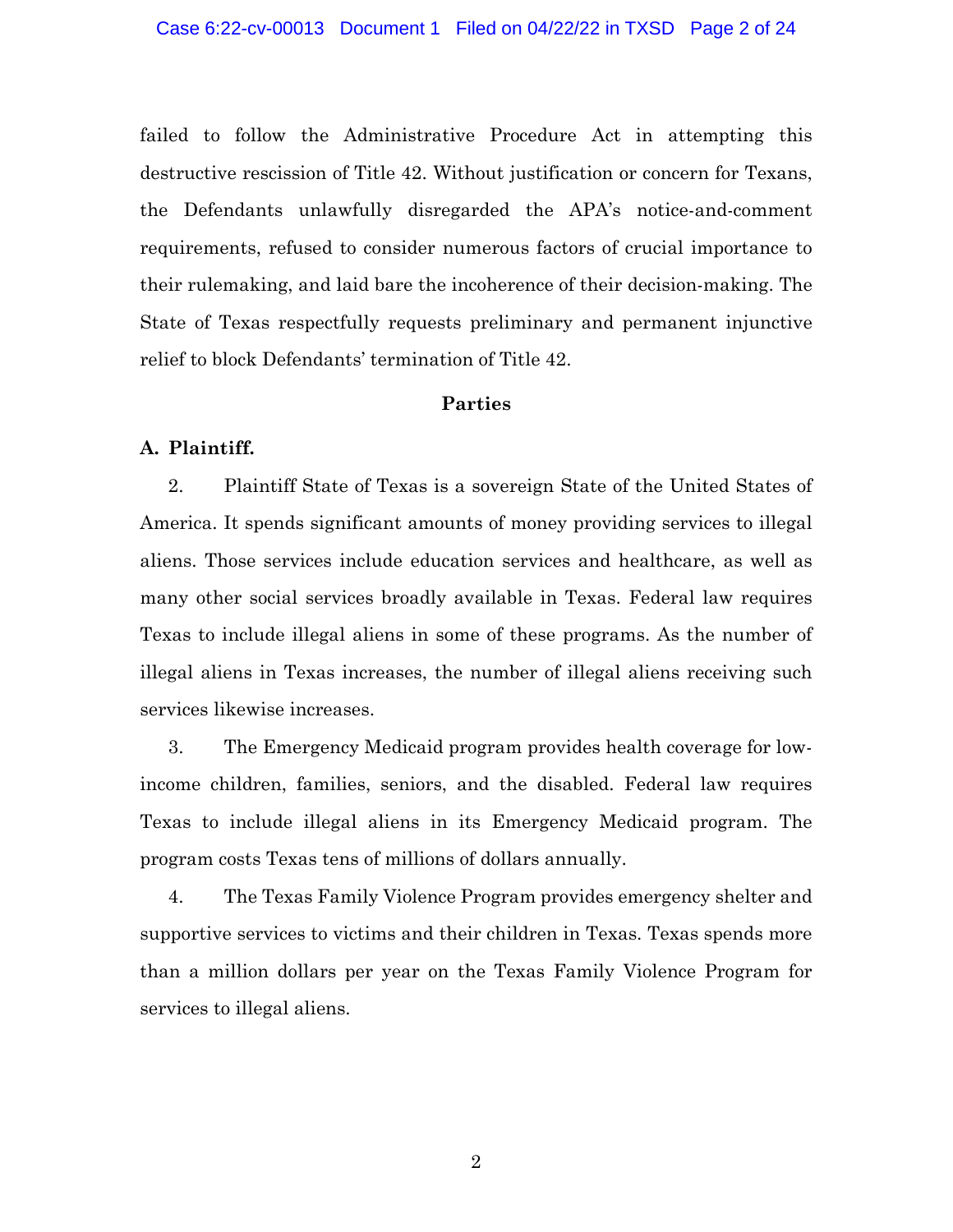failed to follow the Administrative Procedure Act in attempting this destructive rescission of Title 42. Without justification or concern for Texans, the Defendants unlawfully disregarded the APA's notice-and-comment requirements, refused to consider numerous factors of crucial importance to their rulemaking, and laid bare the incoherence of their decision-making. The State of Texas respectfully requests preliminary and permanent injunctive relief to block Defendants' termination of Title 42.

## Parties

### A. Plaintiff.

2. Plaintiff State of Texas is a sovereign State of the United States of America. It spends significant amounts of money providing services to illegal aliens. Those services include education services and healthcare, as well as many other social services broadly available in Texas. Federal law requires Texas to include illegal aliens in some of these programs. As the number of illegal aliens in Texas increases, the number of illegal aliens receiving such services likewise increases.

3. The Emergency Medicaid program provides health coverage for low-income children, families, seniors, and the disabled. Federal law requires Texas to include illegal aliens in its Emergency Medicaid program. The program costs Texas tens of millions of dollars annually.

4. The Texas Family Violence Program provides emergency shelter and supportive services to victims and their children in Texas. Texas spends more than a million dollars per year on the Texas Family Violence Program for services to illegal aliens.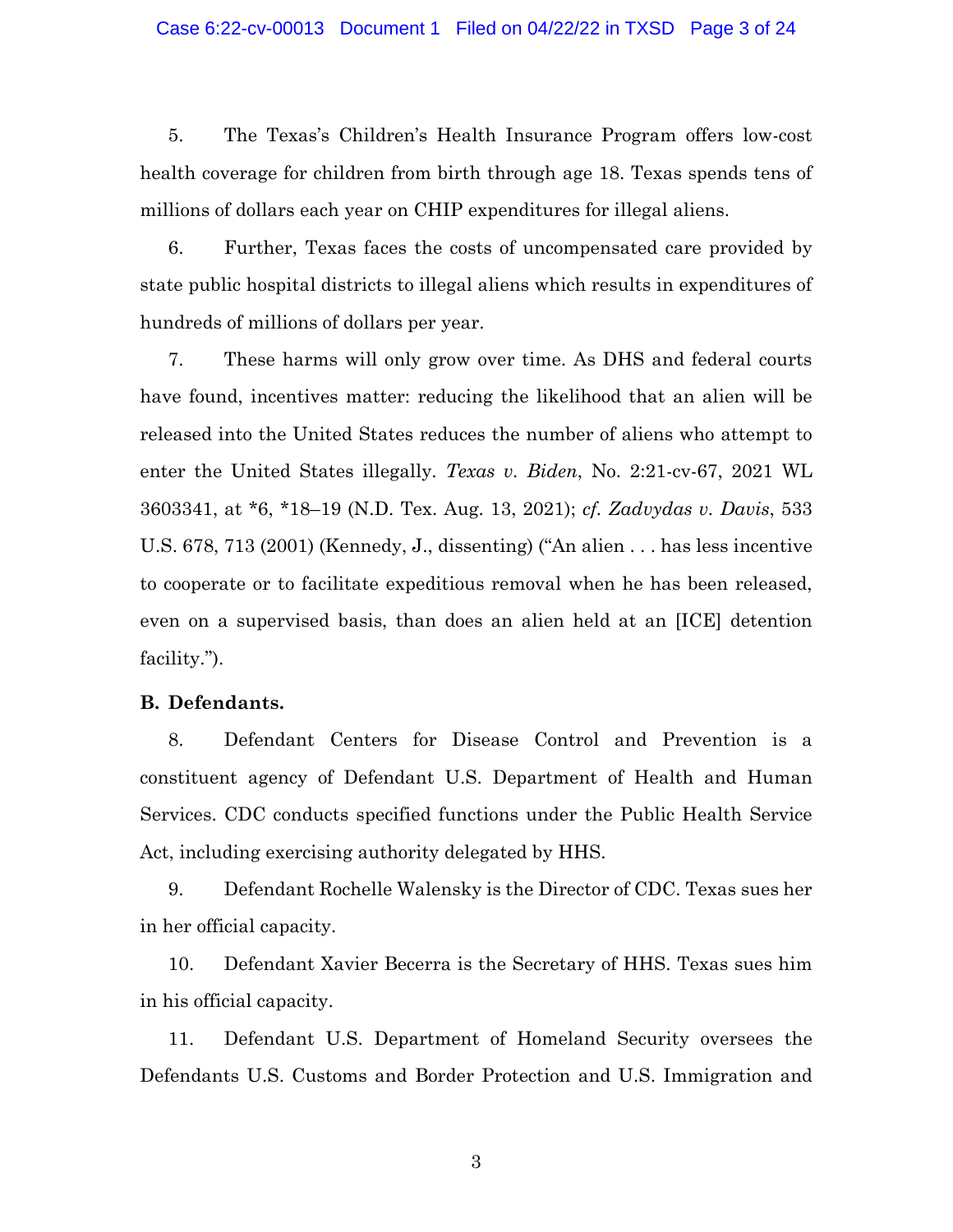5. The Texas's Children's Health Insurance Program offers low-cost health coverage for children from birth through age 18. Texas spends tens of millions of dollars each year on CHIP expenditures for illegal aliens.

6. Further, Texas faces the costs of uncompensated care provided by state public hospital districts to illegal aliens which results in expenditures of hundreds of millions of dollars per year.

7. These harms will only grow over time. As DHS and federal courts have found, incentives matter: reducing the likelihood that an alien will be released into the United States reduces the number of aliens who attempt to enter the United States illegally. *Texas v. Biden*, No. 2:21-cv-67, 2021 WL 3603341, at *6, *18–19 (N.D. Tex. Aug. 13, 2021); *cf. Zadvydas v. Davis*, 533 U.S. 678, 713 (2001) (Kennedy, J., dissenting) ("An alien . . . has less incentive to cooperate or to facilitate expeditious removal when he has been released, even on a supervised basis, than does an alien held at an [ICE] detention facility.").

**B. Defendants.**

8. Defendant Centers for Disease Control and Prevention is a constituent agency of Defendant U.S. Department of Health and Human Services. CDC conducts specified functions under the Public Health Service Act, including exercising authority delegated by HHS.

9. Defendant Rochelle Walensky is the Director of CDC. Texas sues her in her official capacity.

10. Defendant Xavier Becerra is the Secretary of HHS. Texas sues him in his official capacity.

11. Defendant U.S. Department of Homeland Security oversees the Defendants U.S. Customs and Border Protection and U.S. Immigration and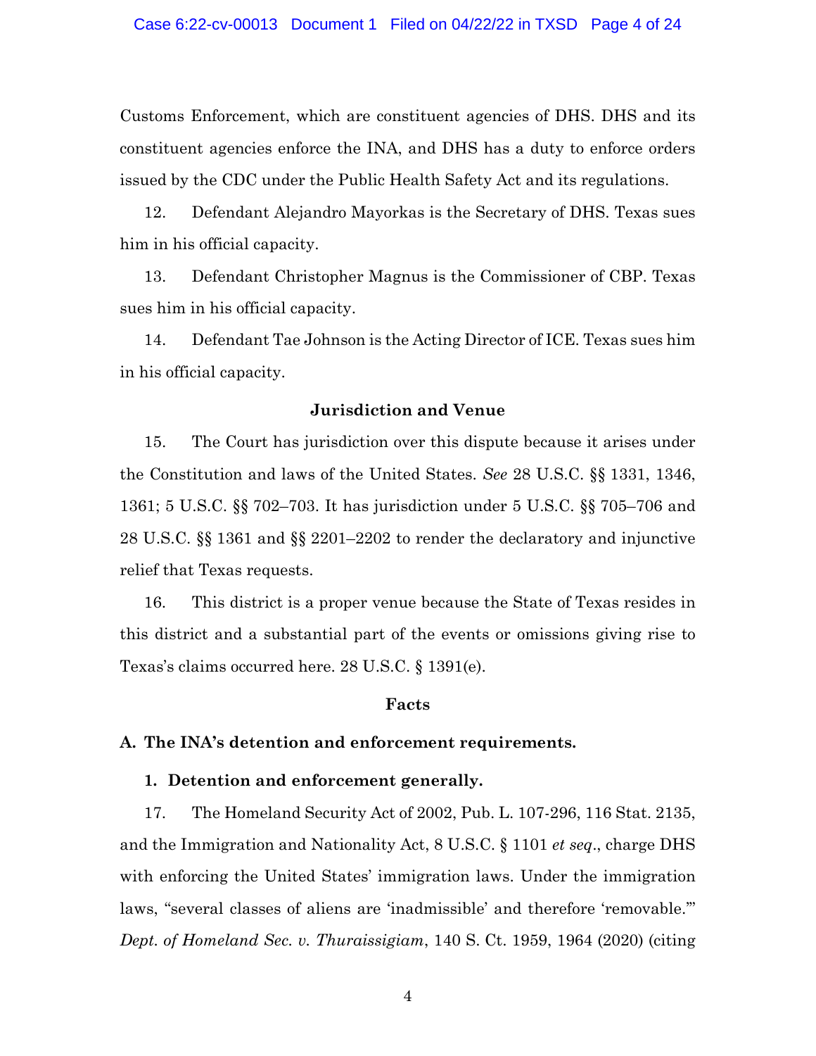Customs Enforcement, which are constituent agencies of DHS. DHS and its constituent agencies enforce the INA, and DHS has a duty to enforce orders issued by the CDC under the Public Health Safety Act and its regulations.

12. Defendant Alejandro Mayorkas is the Secretary of DHS. Texas sues him in his official capacity.

13. Defendant Christopher Magnus is the Commissioner of CBP. Texas sues him in his official capacity.

14. Defendant Tae Johnson is the Acting Director of ICE. Texas sues him in his official capacity.

**Jurisdiction and Venue**

15. The Court has jurisdiction over this dispute because it arises under the Constitution and laws of the United States. *See* 28 U.S.C. §§ 1331, 1346, 1361; 5 U.S.C. §§ 702–703. It has jurisdiction under 5 U.S.C. §§ 705–706 and 28 U.S.C. §§ 1361 and §§ 2201–2202 to render the declaratory and injunctive relief that Texas requests.

16. This district is a proper venue because the State of Texas resides in this district and a substantial part of the events or omissions giving rise to Texas's claims occurred here. 28 U.S.C. § 1391(e).

**Facts**

**A. The INA's detention and enforcement requirements.**

**1. Detention and enforcement generally.**

17. The Homeland Security Act of 2002, Pub. L. 107-296, 116 Stat. 2135, and the Immigration and Nationality Act, 8 U.S.C. § 1101 *et seq*., charge DHS with enforcing the United States' immigration laws. Under the immigration laws, "several classes of aliens are 'inadmissible' and therefore 'removable.'" *Dept. of Homeland Sec. v. Thuraissigiam*, 140 S. Ct. 1959, 1964 (2020) (citing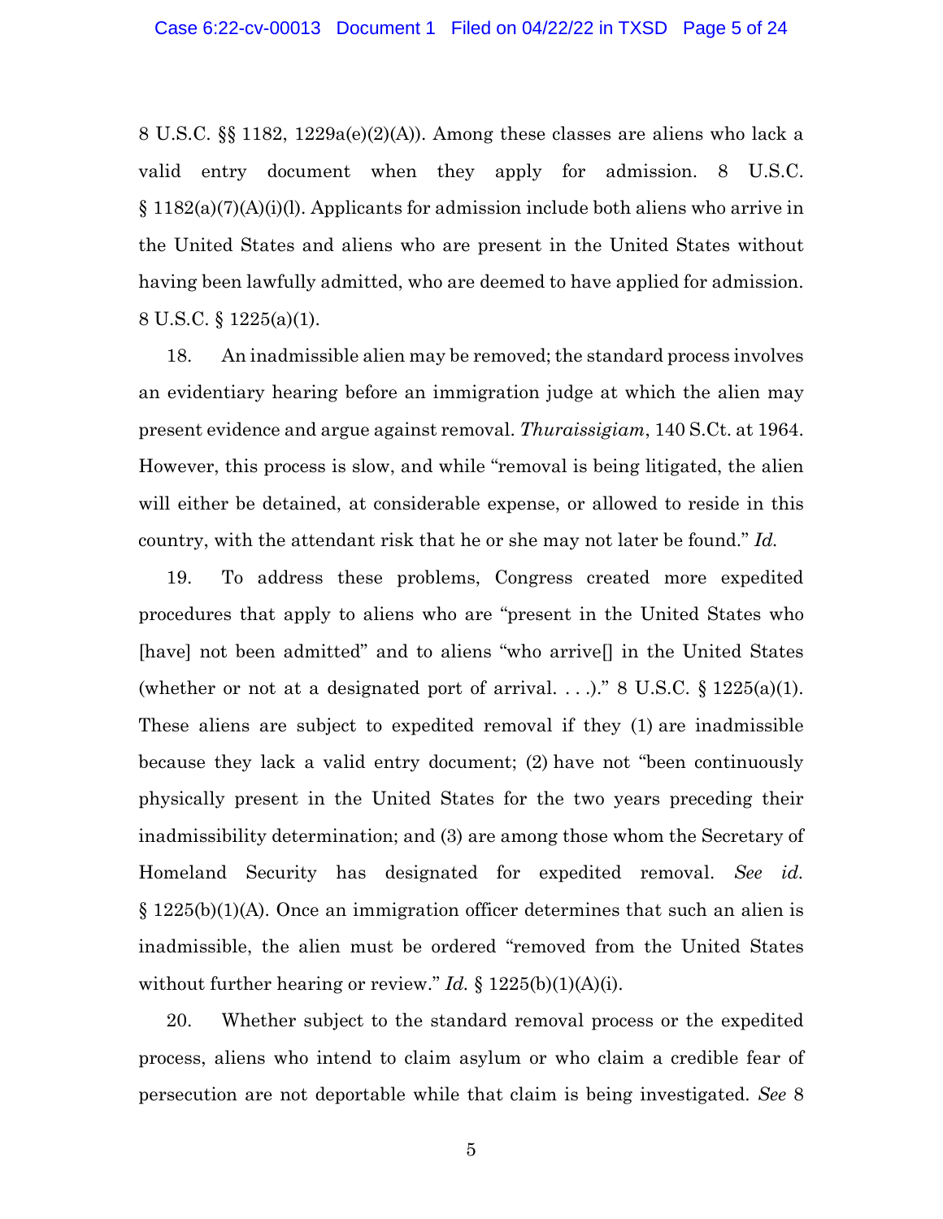8 U.S.C. §§ 1182, 1229a(e)(2)(A)). Among these classes are aliens who lack a valid entry document when they apply for admission. 8 U.S.C. § 1182(a)(7)(A)(i)(l). Applicants for admission include both aliens who arrive in the United States and aliens who are present in the United States without having been lawfully admitted, who are deemed to have applied for admission. 8 U.S.C. § 1225(a)(1).

18. An inadmissible alien may be removed; the standard process involves an evidentiary hearing before an immigration judge at which the alien may present evidence and argue against removal. *Thuraissigiam*, 140 S.Ct. at 1964. However, this process is slow, and while "removal is being litigated, the alien will either be detained, at considerable expense, or allowed to reside in this country, with the attendant risk that he or she may not later be found." *Id.*

19. To address these problems, Congress created more expedited procedures that apply to aliens who are "present in the United States who [have] not been admitted" and to aliens "who arrive[] in the United States (whether or not at a designated port of arrival. . . .)." 8 U.S.C. § 1225(a)(1). These aliens are subject to expedited removal if they (1) are inadmissible because they lack a valid entry document; (2) have not "been continuously physically present in the United States for the two years preceding their inadmissibility determination; and (3) are among those whom the Secretary of Homeland Security has designated for expedited removal. *See id.* § 1225(b)(1)(A). Once an immigration officer determines that such an alien is inadmissible, the alien must be ordered "removed from the United States without further hearing or review." *Id.* § 1225(b)(1)(A)(i).

20. Whether subject to the standard removal process or the expedited process, aliens who intend to claim asylum or who claim a credible fear of persecution are not deportable while that claim is being investigated. *See* 8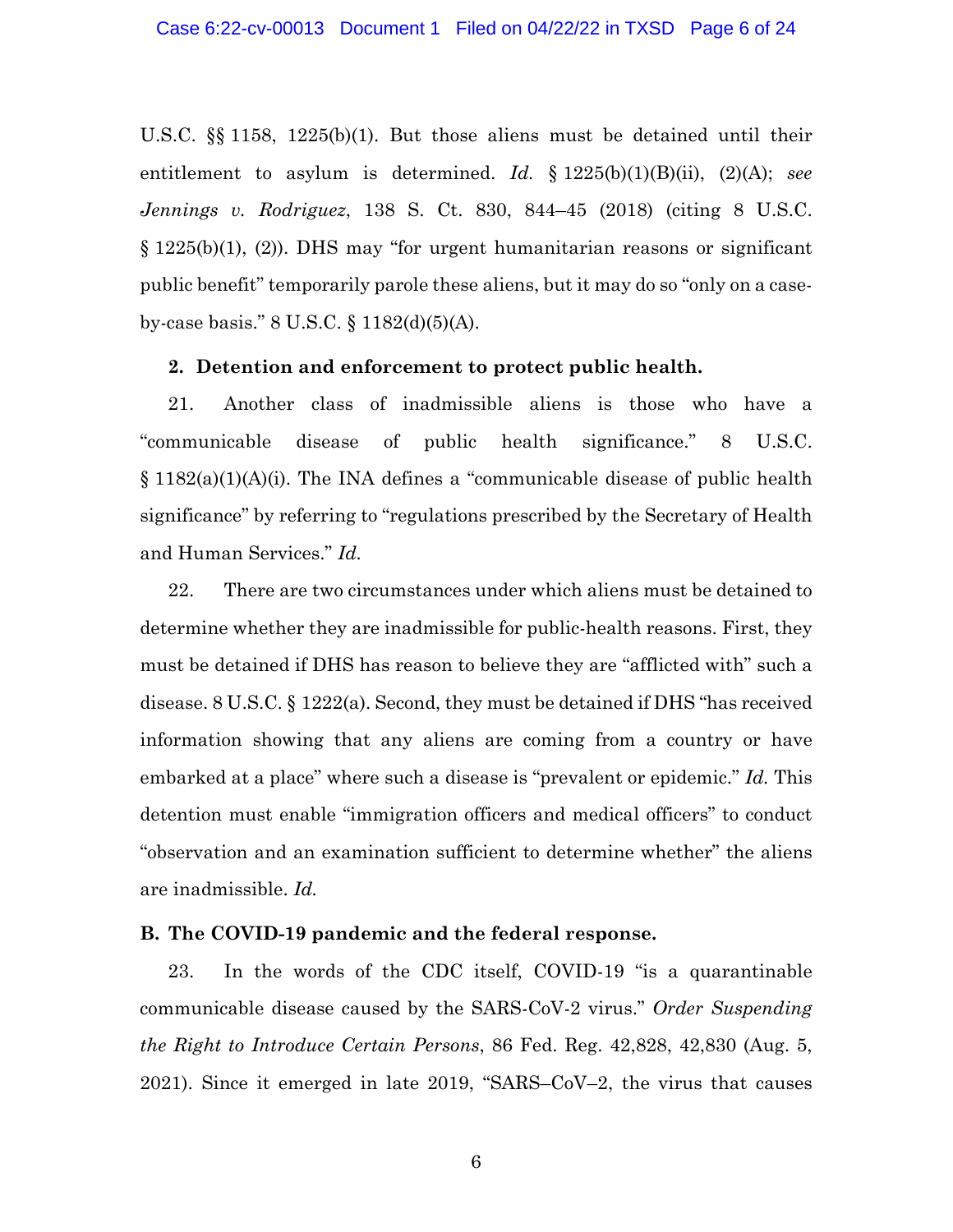U.S.C. §§ 1158, 1225(b)(1). But those aliens must be detained until their entitlement to asylum is determined. *Id.* § 1225(b)(1)(B)(ii), (2)(A); *see Jennings v. Rodriguez*, 138 S. Ct. 830, 844–45 (2018) (citing 8 U.S.C. § 1225(b)(1), (2)). DHS may "for urgent humanitarian reasons or significant public benefit" temporarily parole these aliens, but it may do so "only on a case-by-case basis." 8 U.S.C. § 1182(d)(5)(A).

**2. Detention and enforcement to protect public health.**

21. Another class of inadmissible aliens is those who have a "communicable disease of public health significance." 8 U.S.C. § 1182(a)(1)(A)(i). The INA defines a "communicable disease of public health significance" by referring to "regulations prescribed by the Secretary of Health and Human Services." *Id.*

22. There are two circumstances under which aliens must be detained to determine whether they are inadmissible for public-health reasons. First, they must be detained if DHS has reason to believe they are "afflicted with" such a disease. 8 U.S.C. § 1222(a). Second, they must be detained if DHS "has received information showing that any aliens are coming from a country or have embarked at a place" where such a disease is "prevalent or epidemic." *Id.* This detention must enable "immigration officers and medical officers" to conduct "observation and an examination sufficient to determine whether" the aliens are inadmissible. *Id.*

## B. The COVID-19 pandemic and the federal response.

23. In the words of the CDC itself, COVID-19 "is a quarantinable communicable disease caused by the SARS-CoV-2 virus." *Order Suspending the Right to Introduce Certain Persons*, 86 Fed. Reg. 42,828, 42,830 (Aug. 5, 2021). Since it emerged in late 2019, "SARS–CoV–2, the virus that causes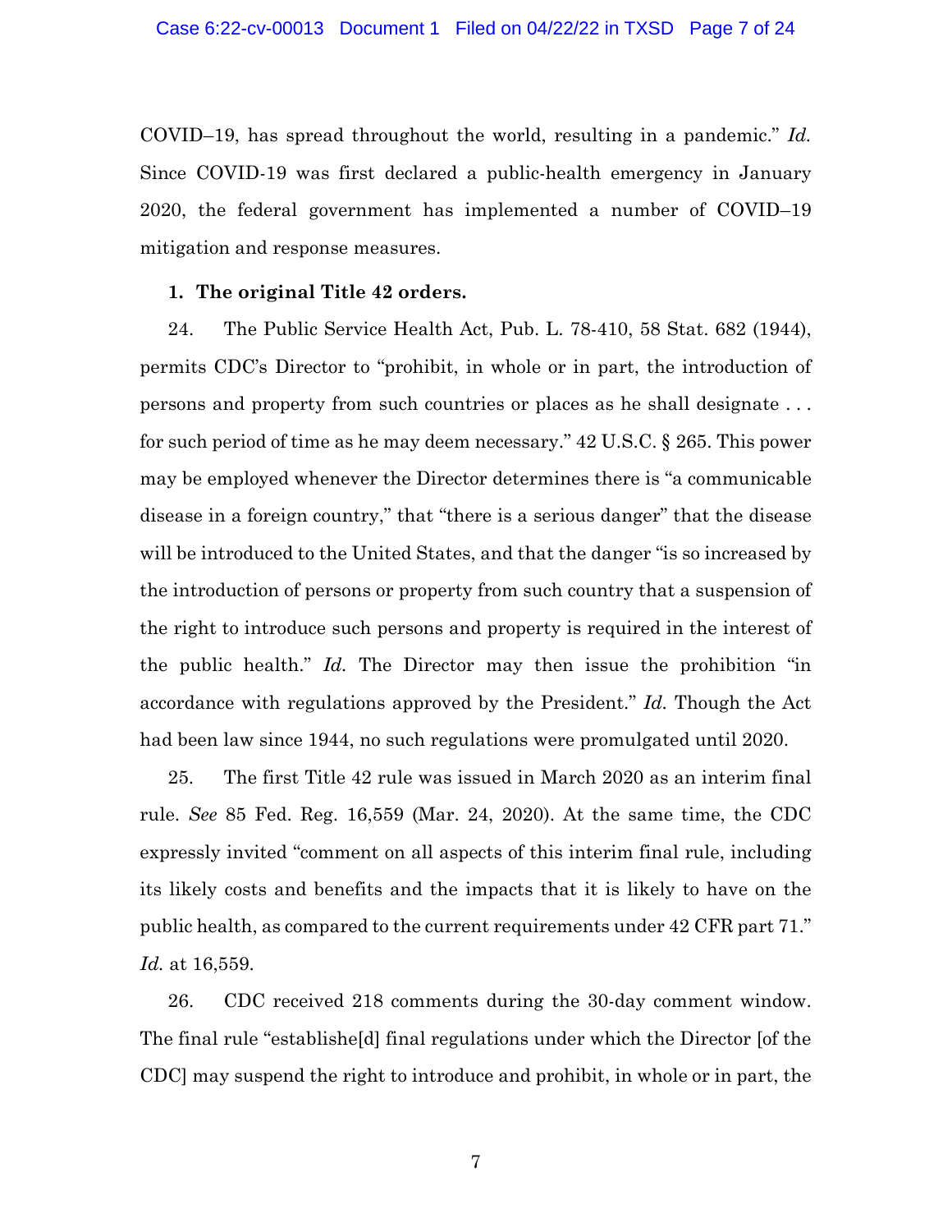COVID–19, has spread throughout the world, resulting in a pandemic." *Id.* Since COVID-19 was first declared a public-health emergency in January 2020, the federal government has implemented a number of COVID–19 mitigation and response measures.

**1. The original Title 42 orders.**

24. The Public Service Health Act, Pub. L. 78-410, 58 Stat. 682 (1944), permits CDC's Director to "prohibit, in whole or in part, the introduction of persons and property from such countries or places as he shall designate . . . for such period of time as he may deem necessary." 42 U.S.C. § 265. This power may be employed whenever the Director determines there is "a communicable disease in a foreign country," that "there is a serious danger" that the disease will be introduced to the United States, and that the danger "is so increased by the introduction of persons or property from such country that a suspension of the right to introduce such persons and property is required in the interest of the public health." *Id.* The Director may then issue the prohibition "in accordance with regulations approved by the President." *Id.* Though the Act had been law since 1944, no such regulations were promulgated until 2020.

25. The first Title 42 rule was issued in March 2020 as an interim final rule. *See* 85 Fed. Reg. 16,559 (Mar. 24, 2020). At the same time, the CDC expressly invited "comment on all aspects of this interim final rule, including its likely costs and benefits and the impacts that it is likely to have on the public health, as compared to the current requirements under 42 CFR part 71." *Id.* at 16,559.

26. CDC received 218 comments during the 30-day comment window. The final rule "establishe[d] final regulations under which the Director [of the CDC] may suspend the right to introduce and prohibit, in whole or in part, the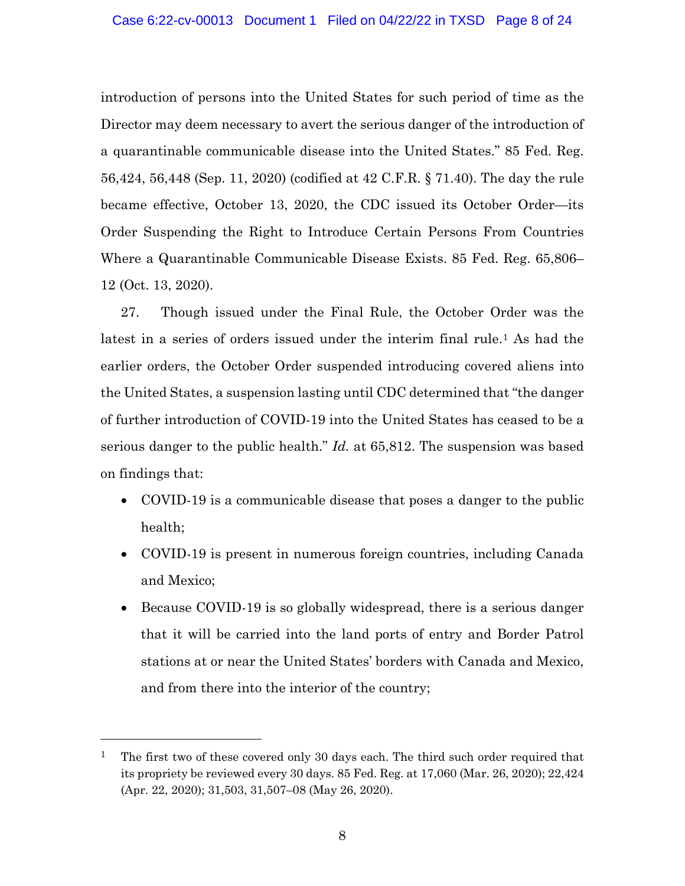introduction of persons into the United States for such period of time as the Director may deem necessary to avert the serious danger of the introduction of a quarantinable communicable disease into the United States." 85 Fed. Reg. 56,424, 56,448 (Sep. 11, 2020) (codified at 42 C.F.R. § 71.40). The day the rule became effective, October 13, 2020, the CDC issued its October Order—its Order Suspending the Right to Introduce Certain Persons From Countries Where a Quarantinable Communicable Disease Exists. 85 Fed. Reg. 65,806–12 (Oct. 13, 2020).

27. Though issued under the Final Rule, the October Order was the latest in a series of orders issued under the interim final rule.[1] As had the earlier orders, the October Order suspended introducing covered aliens into the United States, a suspension lasting until CDC determined that "the danger of further introduction of COVID-19 into the United States has ceased to be a serious danger to the public health." *Id.* at 65,812. The suspension was based on findings that:

- COVID-19 is a communicable disease that poses a danger to the public health;
- COVID-19 is present in numerous foreign countries, including Canada and Mexico;
- Because COVID-19 is so globally widespread, there is a serious danger that it will be carried into the land ports of entry and Border Patrol stations at or near the United States' borders with Canada and Mexico, and from there into the interior of the country;

---

[1] The first two of these covered only 30 days each. The third such order required that its propriety be reviewed every 30 days. 85 Fed. Reg. at 17,060 (Mar. 26, 2020); 22,424 (Apr. 22, 2020); 31,503, 31,507–08 (May 26, 2020).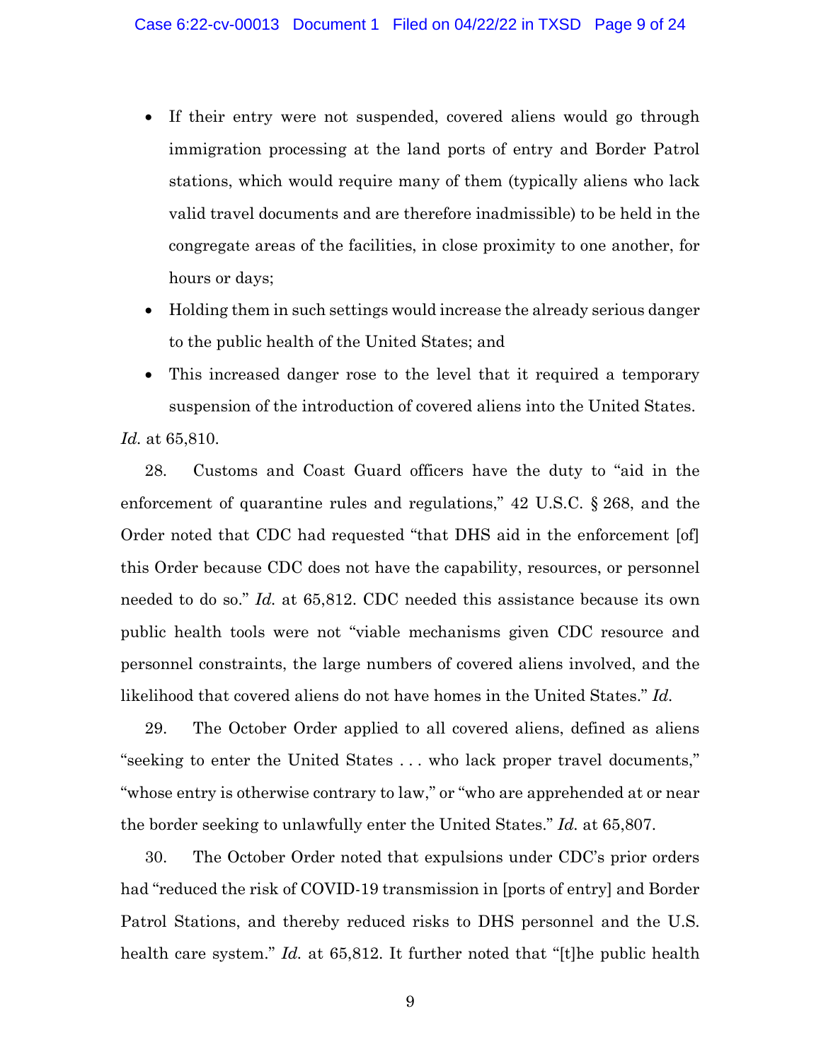- If their entry were not suspended, covered aliens would go through immigration processing at the land ports of entry and Border Patrol stations, which would require many of them (typically aliens who lack valid travel documents and are therefore inadmissible) to be held in the congregate areas of the facilities, in close proximity to one another, for hours or days;
- Holding them in such settings would increase the already serious danger to the public health of the United States; and
- This increased danger rose to the level that it required a temporary suspension of the introduction of covered aliens into the United States.

*Id.* at 65,810.

28. Customs and Coast Guard officers have the duty to "aid in the enforcement of quarantine rules and regulations," 42 U.S.C. § 268, and the Order noted that CDC had requested "that DHS aid in the enforcement [of] this Order because CDC does not have the capability, resources, or personnel needed to do so." *Id.* at 65,812. CDC needed this assistance because its own public health tools were not "viable mechanisms given CDC resource and personnel constraints, the large numbers of covered aliens involved, and the likelihood that covered aliens do not have homes in the United States." *Id.*

29. The October Order applied to all covered aliens, defined as aliens "seeking to enter the United States . . . who lack proper travel documents," "whose entry is otherwise contrary to law," or "who are apprehended at or near the border seeking to unlawfully enter the United States." *Id.* at 65,807.

30. The October Order noted that expulsions under CDC's prior orders had "reduced the risk of COVID-19 transmission in [ports of entry] and Border Patrol Stations, and thereby reduced risks to DHS personnel and the U.S. health care system." *Id.* at 65,812. It further noted that "[t]he public health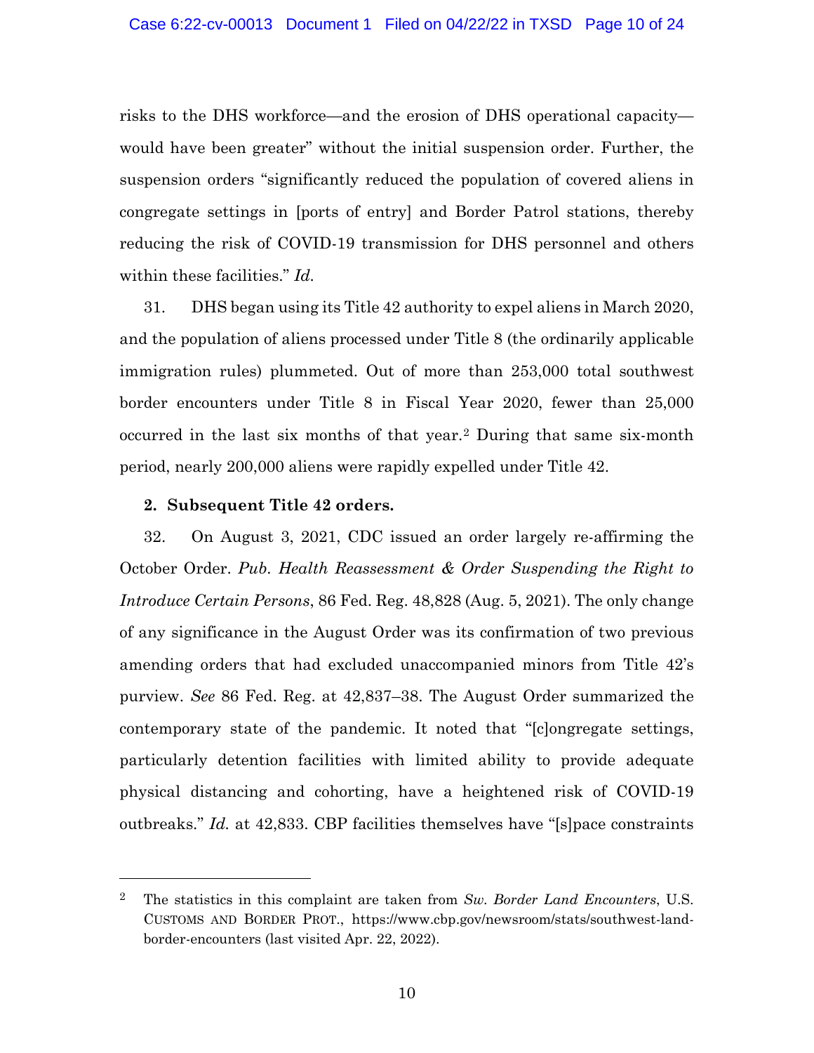risks to the DHS workforce—and the erosion of DHS operational capacity—would have been greater" without the initial suspension order. Further, the suspension orders "significantly reduced the population of covered aliens in congregate settings in [ports of entry] and Border Patrol stations, thereby reducing the risk of COVID-19 transmission for DHS personnel and others within these facilities." *Id.*

31. DHS began using its Title 42 authority to expel aliens in March 2020, and the population of aliens processed under Title 8 (the ordinarily applicable immigration rules) plummeted. Out of more than 253,000 total southwest border encounters under Title 8 in Fiscal Year 2020, fewer than 25,000 occurred in the last six months of that year.[2] During that same six-month period, nearly 200,000 aliens were rapidly expelled under Title 42.

**2. Subsequent Title 42 orders.**

32. On August 3, 2021, CDC issued an order largely re-affirming the October Order. *Pub. Health Reassessment & Order Suspending the Right to Introduce Certain Persons*, 86 Fed. Reg. 48,828 (Aug. 5, 2021). The only change of any significance in the August Order was its confirmation of two previous amending orders that had excluded unaccompanied minors from Title 42's purview. *See* 86 Fed. Reg. at 42,837–38. The August Order summarized the contemporary state of the pandemic. It noted that "[c]ongregate settings, particularly detention facilities with limited ability to provide adequate physical distancing and cohorting, have a heightened risk of COVID-19 outbreaks." *Id.* at 42,833. CBP facilities themselves have "[s]pace constraints

---

[2] The statistics in this complaint are taken from *Sw. Border Land Encounters*, U.S. CUSTOMS AND BORDER PROT., https://www.cbp.gov/newsroom/stats/southwest-land-border-encounters (last visited Apr. 22, 2022).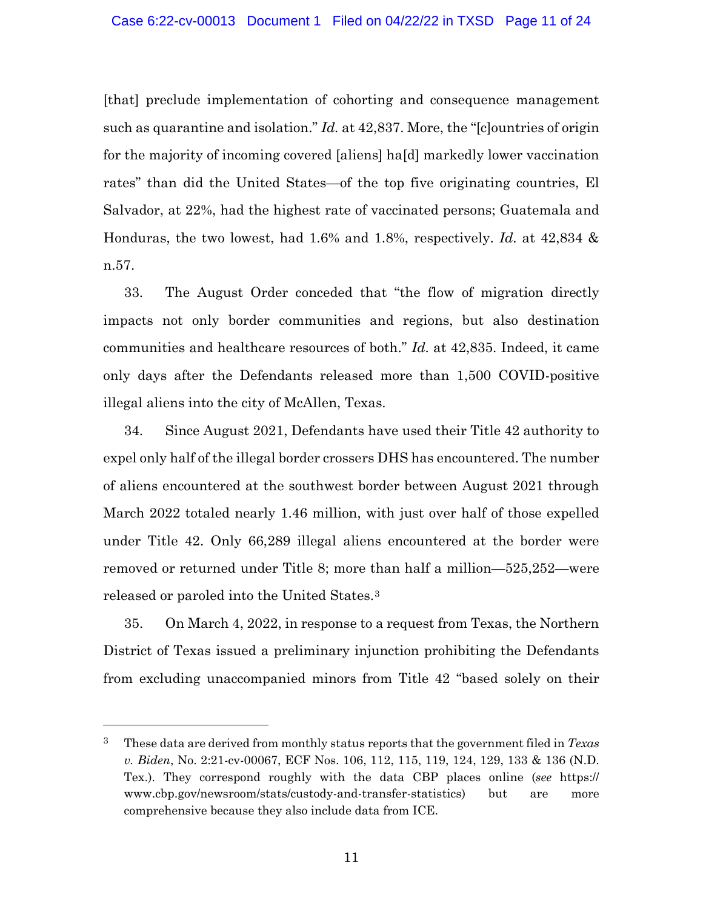[that] preclude implementation of cohorting and consequence management such as quarantine and isolation." *Id.* at 42,837. More, the "[c]ountries of origin for the majority of incoming covered [aliens] ha[d] markedly lower vaccination rates" than did the United States—of the top five originating countries, El Salvador, at 22%, had the highest rate of vaccinated persons; Guatemala and Honduras, the two lowest, had 1.6% and 1.8%, respectively. *Id.* at 42,834 & n.57.

33. The August Order conceded that "the flow of migration directly impacts not only border communities and regions, but also destination communities and healthcare resources of both." *Id.* at 42,835. Indeed, it came only days after the Defendants released more than 1,500 COVID-positive illegal aliens into the city of McAllen, Texas.

34. Since August 2021, Defendants have used their Title 42 authority to expel only half of the illegal border crossers DHS has encountered. The number of aliens encountered at the southwest border between August 2021 through March 2022 totaled nearly 1.46 million, with just over half of those expelled under Title 42. Only 66,289 illegal aliens encountered at the border were removed or returned under Title 8; more than half a million—525,252—were released or paroled into the United States.[3]

35. On March 4, 2022, in response to a request from Texas, the Northern District of Texas issued a preliminary injunction prohibiting the Defendants from excluding unaccompanied minors from Title 42 "based solely on their

---

[3] These data are derived from monthly status reports that the government filed in *Texas v. Biden*, No. 2:21-cv-00067, ECF Nos. 106, 112, 115, 119, 124, 129, 133 & 136 (N.D. Tex.). They correspond roughly with the data CBP places online (*see* https://www.cbp.gov/newsroom/stats/custody-and-transfer-statistics) but are more comprehensive because they also include data from ICE.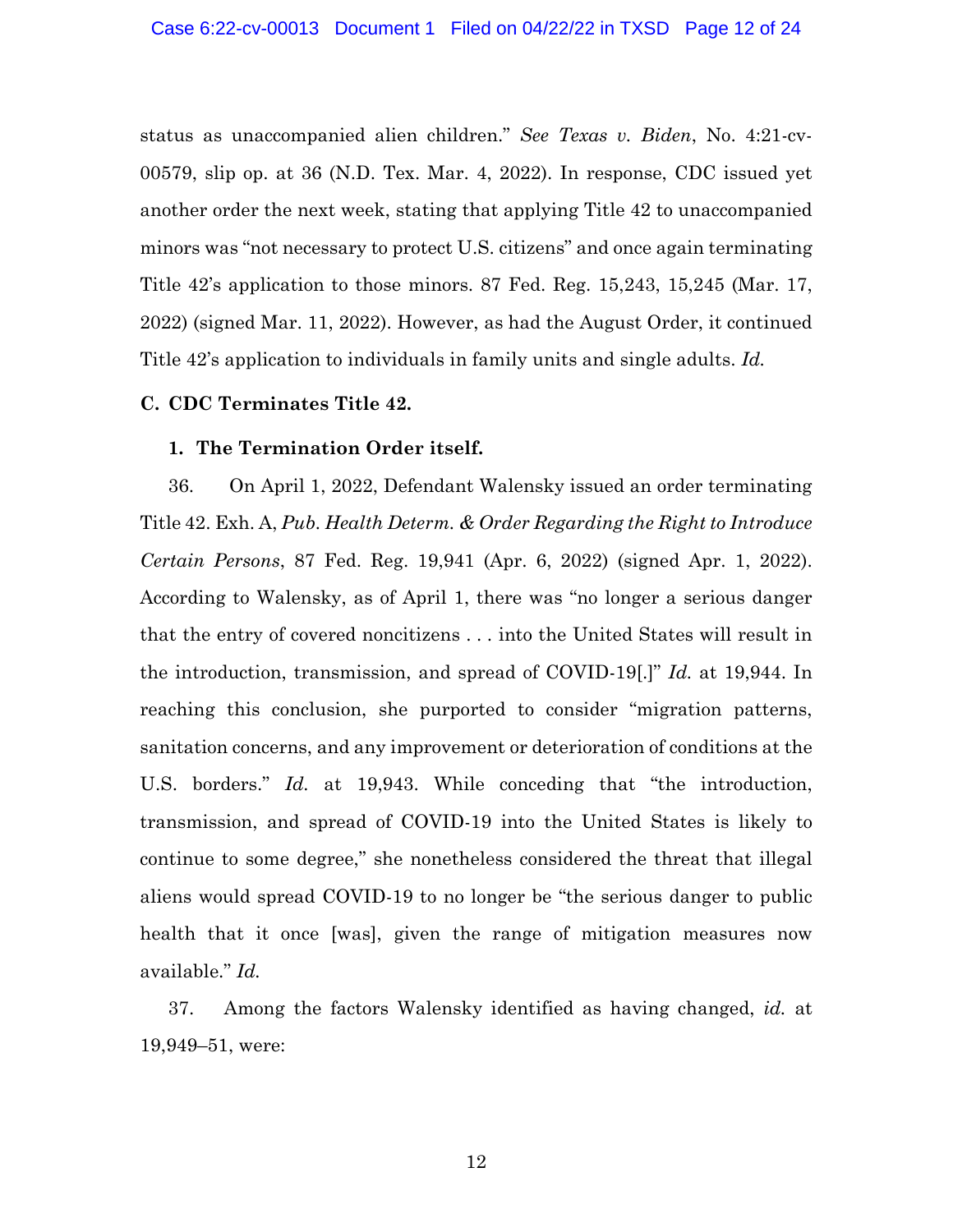status as unaccompanied alien children." *See Texas v. Biden*, No. 4:21-cv-00579, slip op. at 36 (N.D. Tex. Mar. 4, 2022). In response, CDC issued yet another order the next week, stating that applying Title 42 to unaccompanied minors was "not necessary to protect U.S. citizens" and once again terminating Title 42's application to those minors. 87 Fed. Reg. 15,243, 15,245 (Mar. 17, 2022) (signed Mar. 11, 2022). However, as had the August Order, it continued Title 42's application to individuals in family units and single adults. *Id.*

### C. CDC Terminates Title 42.

#### 1. The Termination Order itself.

36. On April 1, 2022, Defendant Walensky issued an order terminating Title 42. Exh. A, *Pub. Health Determ. & Order Regarding the Right to Introduce Certain Persons*, 87 Fed. Reg. 19,941 (Apr. 6, 2022) (signed Apr. 1, 2022). According to Walensky, as of April 1, there was "no longer a serious danger that the entry of covered noncitizens . . . into the United States will result in the introduction, transmission, and spread of COVID-19[.]" *Id.* at 19,944. In reaching this conclusion, she purported to consider "migration patterns, sanitation concerns, and any improvement or deterioration of conditions at the U.S. borders." *Id.* at 19,943. While conceding that "the introduction, transmission, and spread of COVID-19 into the United States is likely to continue to some degree," she nonetheless considered the threat that illegal aliens would spread COVID-19 to no longer be "the serious danger to public health that it once [was], given the range of mitigation measures now available." *Id.*

37. Among the factors Walensky identified as having changed, *id.* at 19,949–51, were: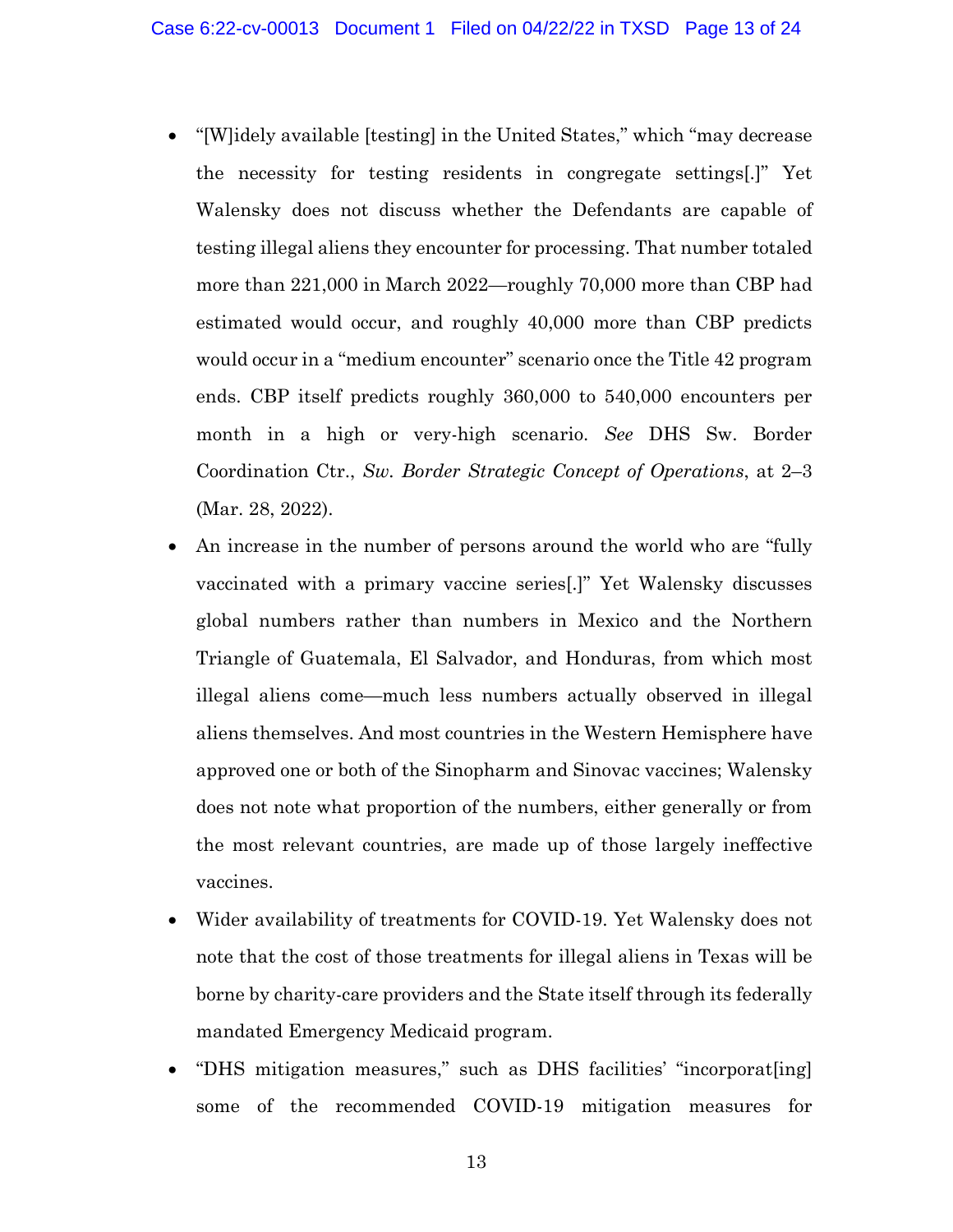- "[W]idely available [testing] in the United States," which "may decrease the necessity for testing residents in congregate settings[.]" Yet Walensky does not discuss whether the Defendants are capable of testing illegal aliens they encounter for processing. That number totaled more than 221,000 in March 2022—roughly 70,000 more than CBP had estimated would occur, and roughly 40,000 more than CBP predicts would occur in a "medium encounter" scenario once the Title 42 program ends. CBP itself predicts roughly 360,000 to 540,000 encounters per month in a high or very-high scenario. *See* DHS Sw. Border Coordination Ctr., *Sw. Border Strategic Concept of Operations*, at 2–3 (Mar. 28, 2022).
- An increase in the number of persons around the world who are "fully vaccinated with a primary vaccine series[.]" Yet Walensky discusses global numbers rather than numbers in Mexico and the Northern Triangle of Guatemala, El Salvador, and Honduras, from which most illegal aliens come—much less numbers actually observed in illegal aliens themselves. And most countries in the Western Hemisphere have approved one or both of the Sinopharm and Sinovac vaccines; Walensky does not note what proportion of the numbers, either generally or from the most relevant countries, are made up of those largely ineffective vaccines.
- Wider availability of treatments for COVID-19. Yet Walensky does not note that the cost of those treatments for illegal aliens in Texas will be borne by charity-care providers and the State itself through its federally mandated Emergency Medicaid program.
- "DHS mitigation measures," such as DHS facilities' "incorporat[ing] some of the recommended COVID-19 mitigation measures for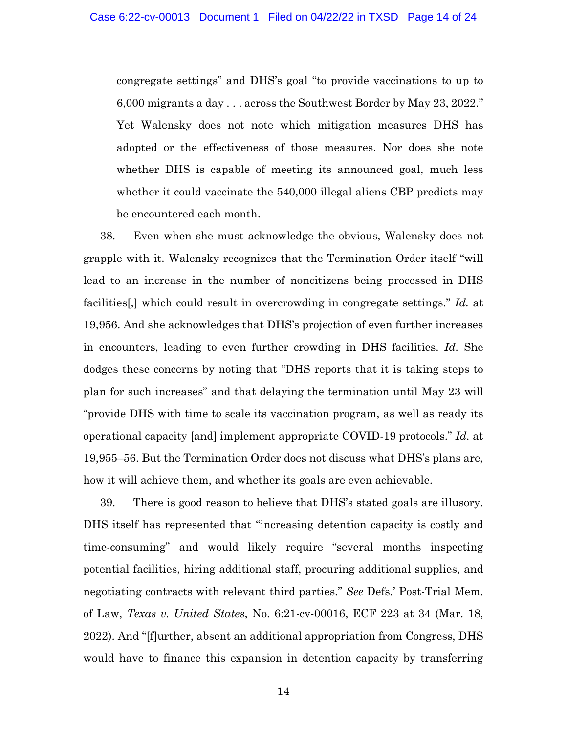congregate settings" and DHS's goal "to provide vaccinations to up to 6,000 migrants a day . . . across the Southwest Border by May 23, 2022." Yet Walensky does not note which mitigation measures DHS has adopted or the effectiveness of those measures. Nor does she note whether DHS is capable of meeting its announced goal, much less whether it could vaccinate the 540,000 illegal aliens CBP predicts may be encountered each month.

38. Even when she must acknowledge the obvious, Walensky does not grapple with it. Walensky recognizes that the Termination Order itself "will lead to an increase in the number of noncitizens being processed in DHS facilities[,] which could result in overcrowding in congregate settings." *Id.* at 19,956. And she acknowledges that DHS's projection of even further increases in encounters, leading to even further crowding in DHS facilities. *Id.* She dodges these concerns by noting that "DHS reports that it is taking steps to plan for such increases" and that delaying the termination until May 23 will "provide DHS with time to scale its vaccination program, as well as ready its operational capacity [and] implement appropriate COVID-19 protocols." *Id.* at 19,955–56. But the Termination Order does not discuss what DHS's plans are, how it will achieve them, and whether its goals are even achievable.

39. There is good reason to believe that DHS's stated goals are illusory. DHS itself has represented that "increasing detention capacity is costly and time-consuming" and would likely require "several months inspecting potential facilities, hiring additional staff, procuring additional supplies, and negotiating contracts with relevant third parties." *See* Defs.' Post-Trial Mem. of Law, *Texas v. United States*, No. 6:21-cv-00016, ECF 223 at 34 (Mar. 18, 2022). And "[f]urther, absent an additional appropriation from Congress, DHS would have to finance this expansion in detention capacity by transferring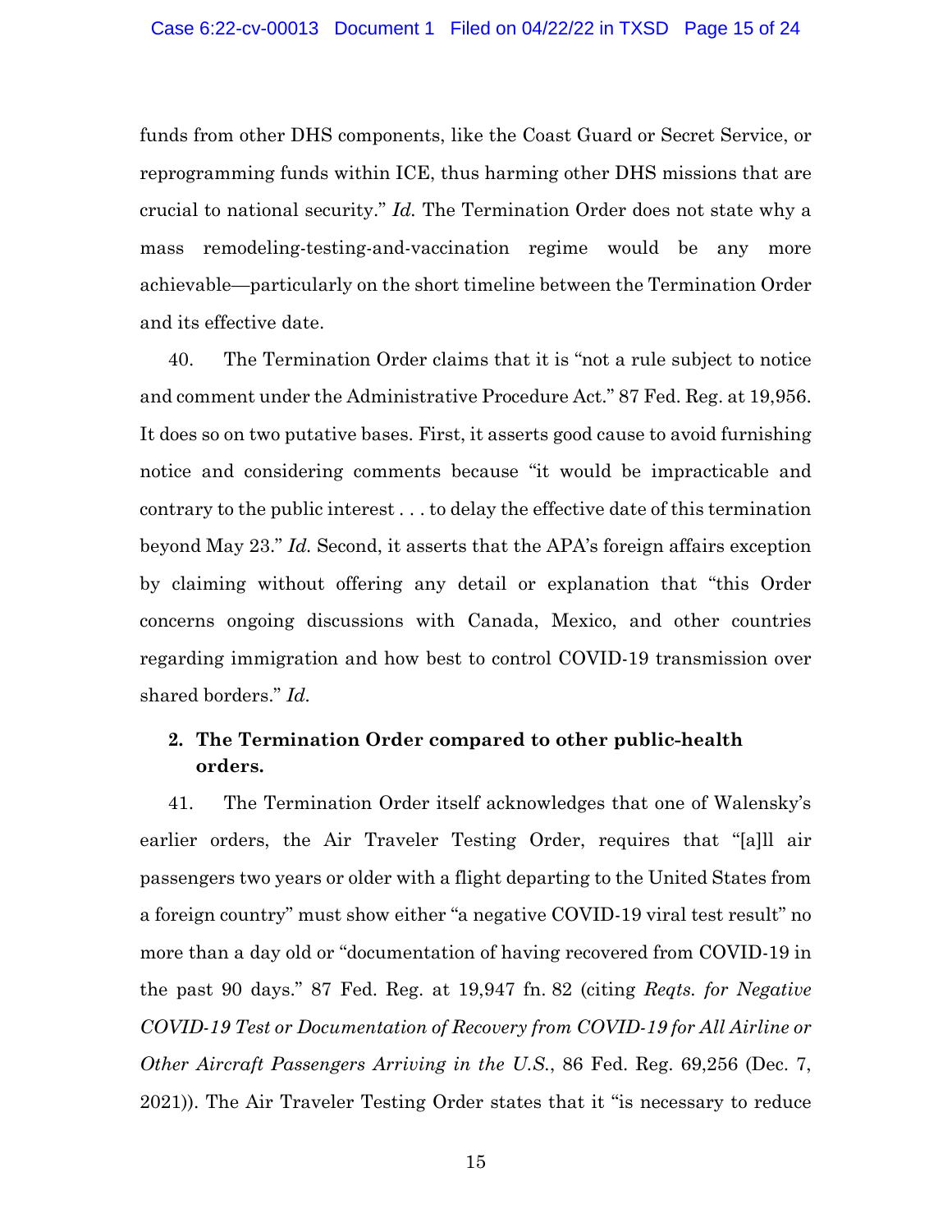funds from other DHS components, like the Coast Guard or Secret Service, or reprogramming funds within ICE, thus harming other DHS missions that are crucial to national security." *Id.* The Termination Order does not state why a mass remodeling-testing-and-vaccination regime would be any more achievable—particularly on the short timeline between the Termination Order and its effective date.

40. The Termination Order claims that it is "not a rule subject to notice and comment under the Administrative Procedure Act." 87 Fed. Reg. at 19,956. It does so on two putative bases. First, it asserts good cause to avoid furnishing notice and considering comments because "it would be impracticable and contrary to the public interest . . . to delay the effective date of this termination beyond May 23." *Id.* Second, it asserts that the APA's foreign affairs exception by claiming without offering any detail or explanation that "this Order concerns ongoing discussions with Canada, Mexico, and other countries regarding immigration and how best to control COVID-19 transmission over shared borders." *Id.*

**2. The Termination Order compared to other public-health orders.**

41. The Termination Order itself acknowledges that one of Walensky's earlier orders, the Air Traveler Testing Order, requires that "[a]ll air passengers two years or older with a flight departing to the United States from a foreign country" must show either "a negative COVID-19 viral test result" no more than a day old or "documentation of having recovered from COVID-19 in the past 90 days." 87 Fed. Reg. at 19,947 fn. 82 (citing *Reqts. for Negative COVID-19 Test or Documentation of Recovery from COVID-19 for All Airline or Other Aircraft Passengers Arriving in the U.S.*, 86 Fed. Reg. 69,256 (Dec. 7, 2021)). The Air Traveler Testing Order states that it "is necessary to reduce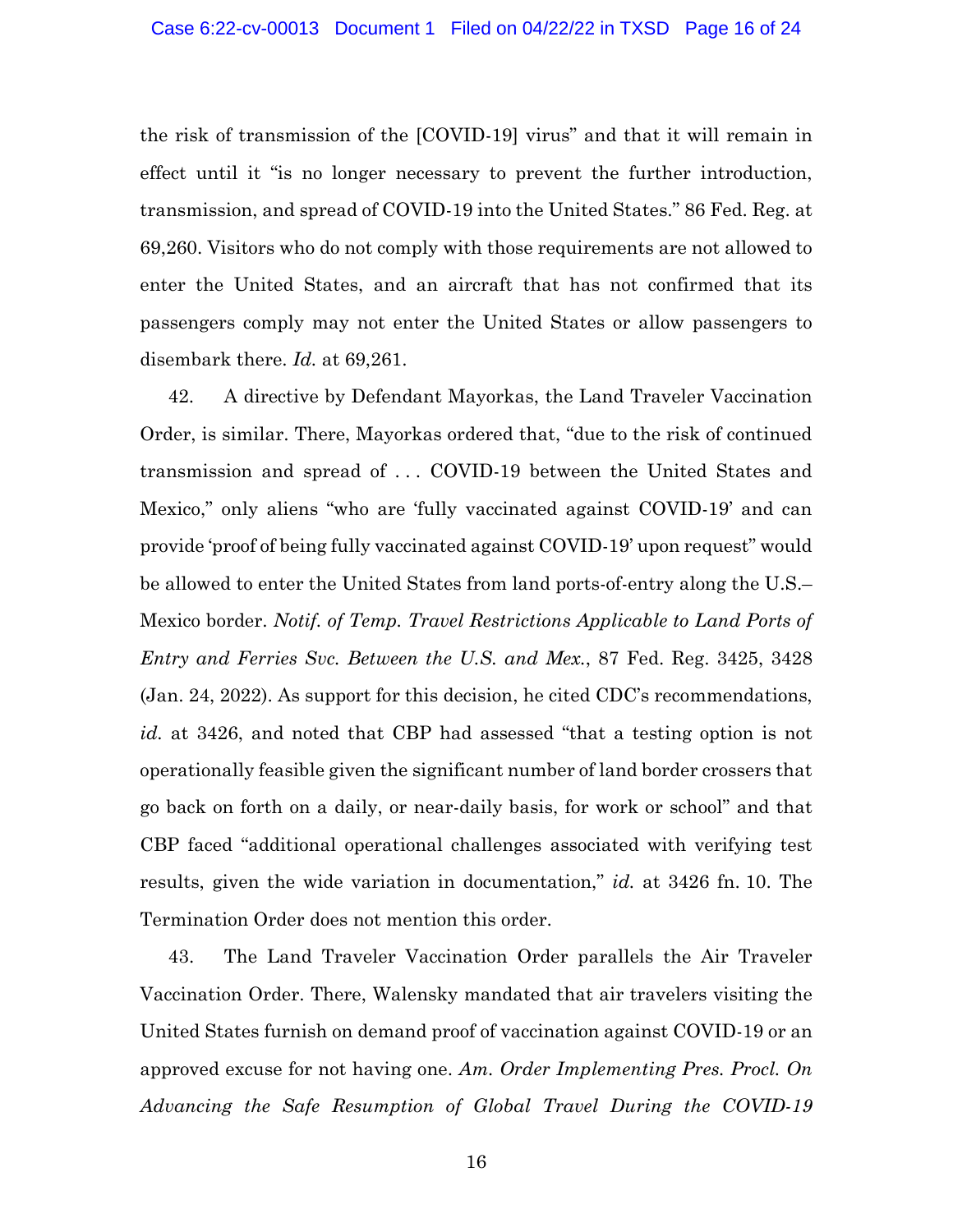the risk of transmission of the [COVID-19] virus" and that it will remain in effect until it "is no longer necessary to prevent the further introduction, transmission, and spread of COVID-19 into the United States." 86 Fed. Reg. at 69,260. Visitors who do not comply with those requirements are not allowed to enter the United States, and an aircraft that has not confirmed that its passengers comply may not enter the United States or allow passengers to disembark there. *Id.* at 69,261.

42. A directive by Defendant Mayorkas, the Land Traveler Vaccination Order, is similar. There, Mayorkas ordered that, "due to the risk of continued transmission and spread of . . . COVID-19 between the United States and Mexico," only aliens "who are 'fully vaccinated against COVID-19' and can provide 'proof of being fully vaccinated against COVID-19' upon request" would be allowed to enter the United States from land ports-of-entry along the U.S.–Mexico border. *Notif. of Temp. Travel Restrictions Applicable to Land Ports of Entry and Ferries Svc. Between the U.S. and Mex.*, 87 Fed. Reg. 3425, 3428 (Jan. 24, 2022). As support for this decision, he cited CDC's recommendations, *id.* at 3426, and noted that CBP had assessed "that a testing option is not operationally feasible given the significant number of land border crossers that go back on forth on a daily, or near-daily basis, for work or school" and that CBP faced "additional operational challenges associated with verifying test results, given the wide variation in documentation," *id.* at 3426 fn. 10. The Termination Order does not mention this order.

43. The Land Traveler Vaccination Order parallels the Air Traveler Vaccination Order. There, Walensky mandated that air travelers visiting the United States furnish on demand proof of vaccination against COVID-19 or an approved excuse for not having one. *Am. Order Implementing Pres. Procl. On Advancing the Safe Resumption of Global Travel During the COVID-19*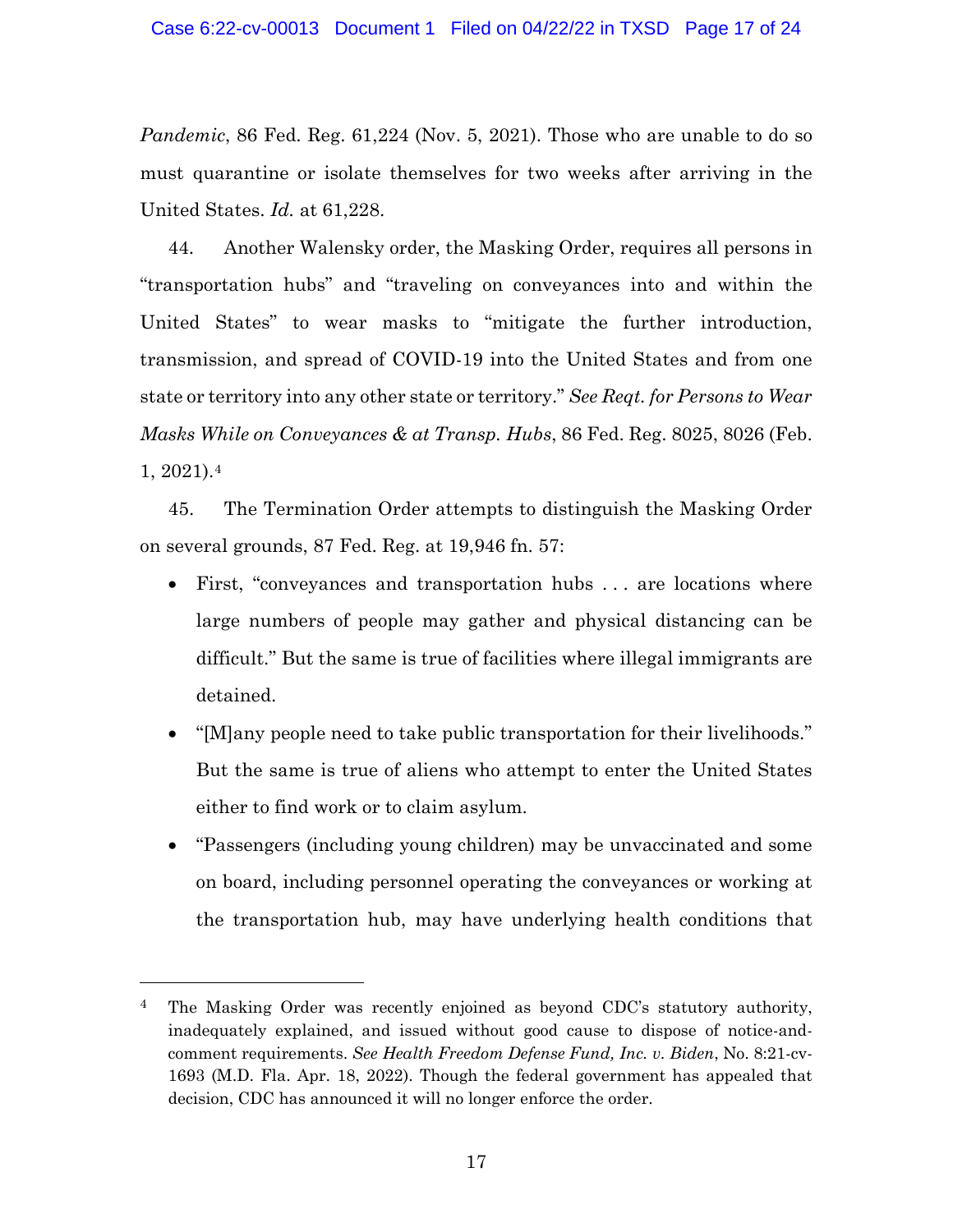*Pandemic*, 86 Fed. Reg. 61,224 (Nov. 5, 2021). Those who are unable to do so must quarantine or isolate themselves for two weeks after arriving in the United States. *Id.* at 61,228.

44. Another Walensky order, the Masking Order, requires all persons in "transportation hubs" and "traveling on conveyances into and within the United States" to wear masks to "mitigate the further introduction, transmission, and spread of COVID-19 into the United States and from one state or territory into any other state or territory." *See Reqt. for Persons to Wear Masks While on Conveyances & at Transp. Hubs*, 86 Fed. Reg. 8025, 8026 (Feb. 1, 2021).[4]

45. The Termination Order attempts to distinguish the Masking Order on several grounds, 87 Fed. Reg. at 19,946 fn. 57:

- First, "conveyances and transportation hubs . . . are locations where large numbers of people may gather and physical distancing can be difficult." But the same is true of facilities where illegal immigrants are detained.
- "[M]any people need to take public transportation for their livelihoods." But the same is true of aliens who attempt to enter the United States either to find work or to claim asylum.
- "Passengers (including young children) may be unvaccinated and some on board, including personnel operating the conveyances or working at the transportation hub, may have underlying health conditions that

---

[4] The Masking Order was recently enjoined as beyond CDC's statutory authority, inadequately explained, and issued without good cause to dispose of notice-and-comment requirements. *See Health Freedom Defense Fund, Inc. v. Biden*, No. 8:21-cv-1693 (M.D. Fla. Apr. 18, 2022). Though the federal government has appealed that decision, CDC has announced it will no longer enforce the order.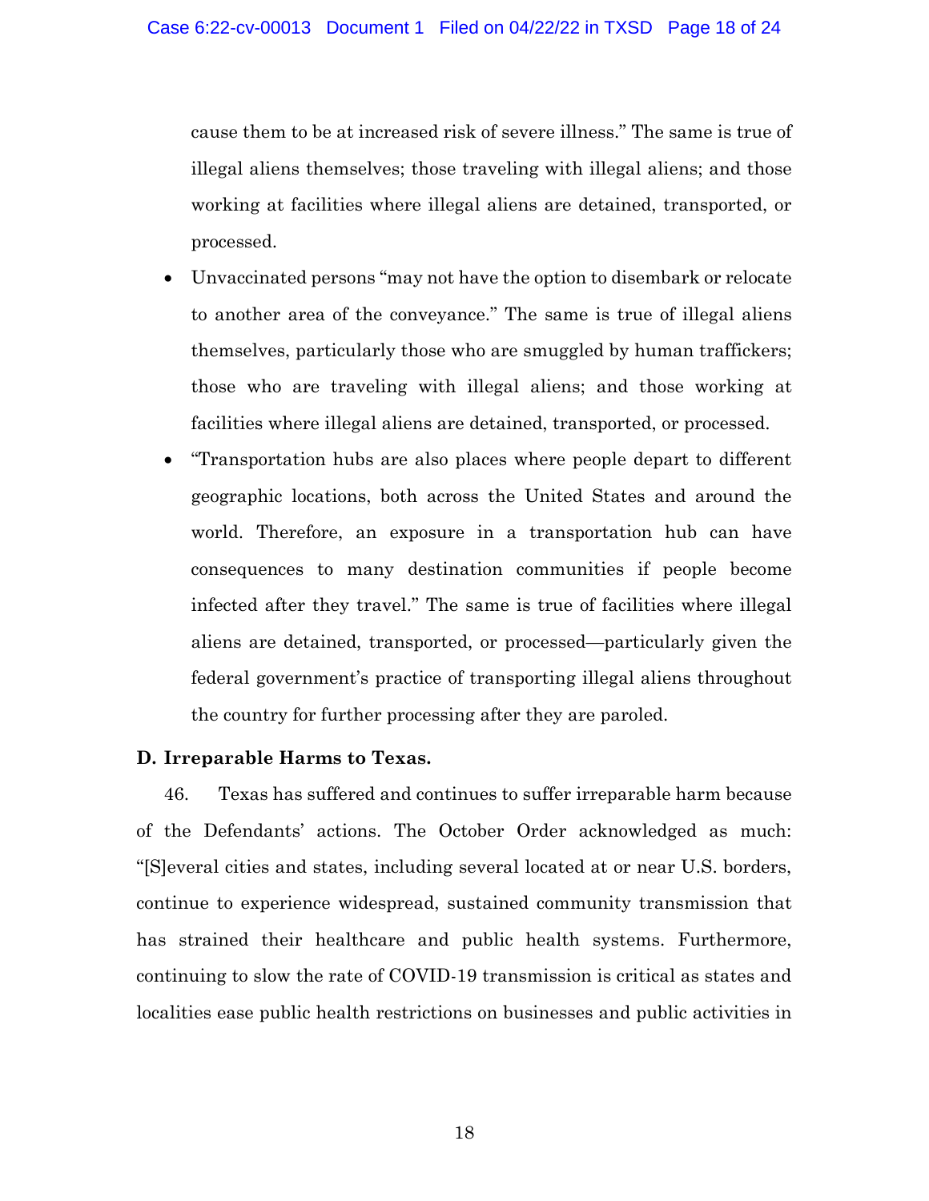cause them to be at increased risk of severe illness." The same is true of illegal aliens themselves; those traveling with illegal aliens; and those working at facilities where illegal aliens are detained, transported, or processed.

- Unvaccinated persons "may not have the option to disembark or relocate to another area of the conveyance." The same is true of illegal aliens themselves, particularly those who are smuggled by human traffickers; those who are traveling with illegal aliens; and those working at facilities where illegal aliens are detained, transported, or processed.
- "Transportation hubs are also places where people depart to different geographic locations, both across the United States and around the world. Therefore, an exposure in a transportation hub can have consequences to many destination communities if people become infected after they travel." The same is true of facilities where illegal aliens are detained, transported, or processed—particularly given the federal government's practice of transporting illegal aliens throughout the country for further processing after they are paroled.

**D. Irreparable Harms to Texas.**

46. Texas has suffered and continues to suffer irreparable harm because of the Defendants' actions. The October Order acknowledged as much: "[S]everal cities and states, including several located at or near U.S. borders, continue to experience widespread, sustained community transmission that has strained their healthcare and public health systems. Furthermore, continuing to slow the rate of COVID-19 transmission is critical as states and localities ease public health restrictions on businesses and public activities in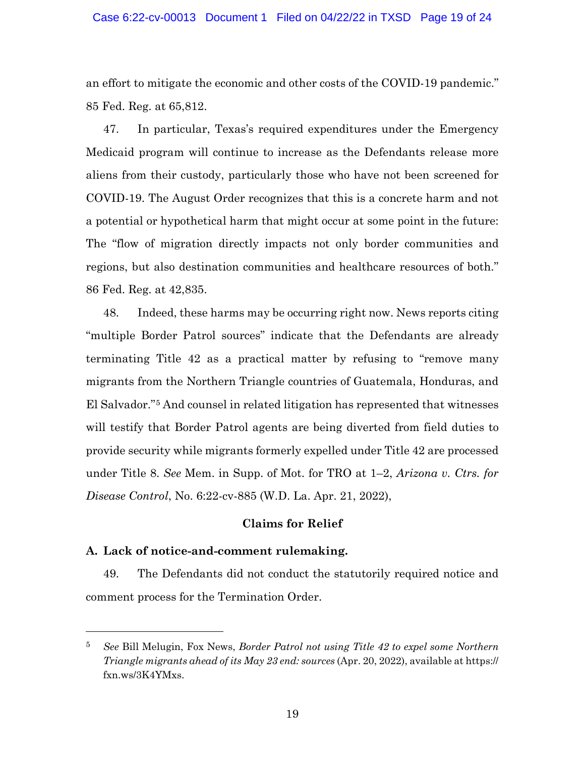an effort to mitigate the economic and other costs of the COVID-19 pandemic." 85 Fed. Reg. at 65,812.

47. In particular, Texas's required expenditures under the Emergency Medicaid program will continue to increase as the Defendants release more aliens from their custody, particularly those who have not been screened for COVID-19. The August Order recognizes that this is a concrete harm and not a potential or hypothetical harm that might occur at some point in the future: The "flow of migration directly impacts not only border communities and regions, but also destination communities and healthcare resources of both." 86 Fed. Reg. at 42,835.

48. Indeed, these harms may be occurring right now. News reports citing "multiple Border Patrol sources" indicate that the Defendants are already terminating Title 42 as a practical matter by refusing to "remove many migrants from the Northern Triangle countries of Guatemala, Honduras, and El Salvador."[5] And counsel in related litigation has represented that witnesses will testify that Border Patrol agents are being diverted from field duties to provide security while migrants formerly expelled under Title 42 are processed under Title 8. *See* Mem. in Supp. of Mot. for TRO at 1–2, *Arizona v. Ctrs. for Disease Control*, No. 6:22-cv-885 (W.D. La. Apr. 21, 2022),

## Claims for Relief

### A. Lack of notice-and-comment rulemaking.

49. The Defendants did not conduct the statutorily required notice and comment process for the Termination Order.

---

[5] *See* Bill Melugin, Fox News, *Border Patrol not using Title 42 to expel some Northern Triangle migrants ahead of its May 23 end: sources* (Apr. 20, 2022), available at https://fxn.ws/3K4YMxs.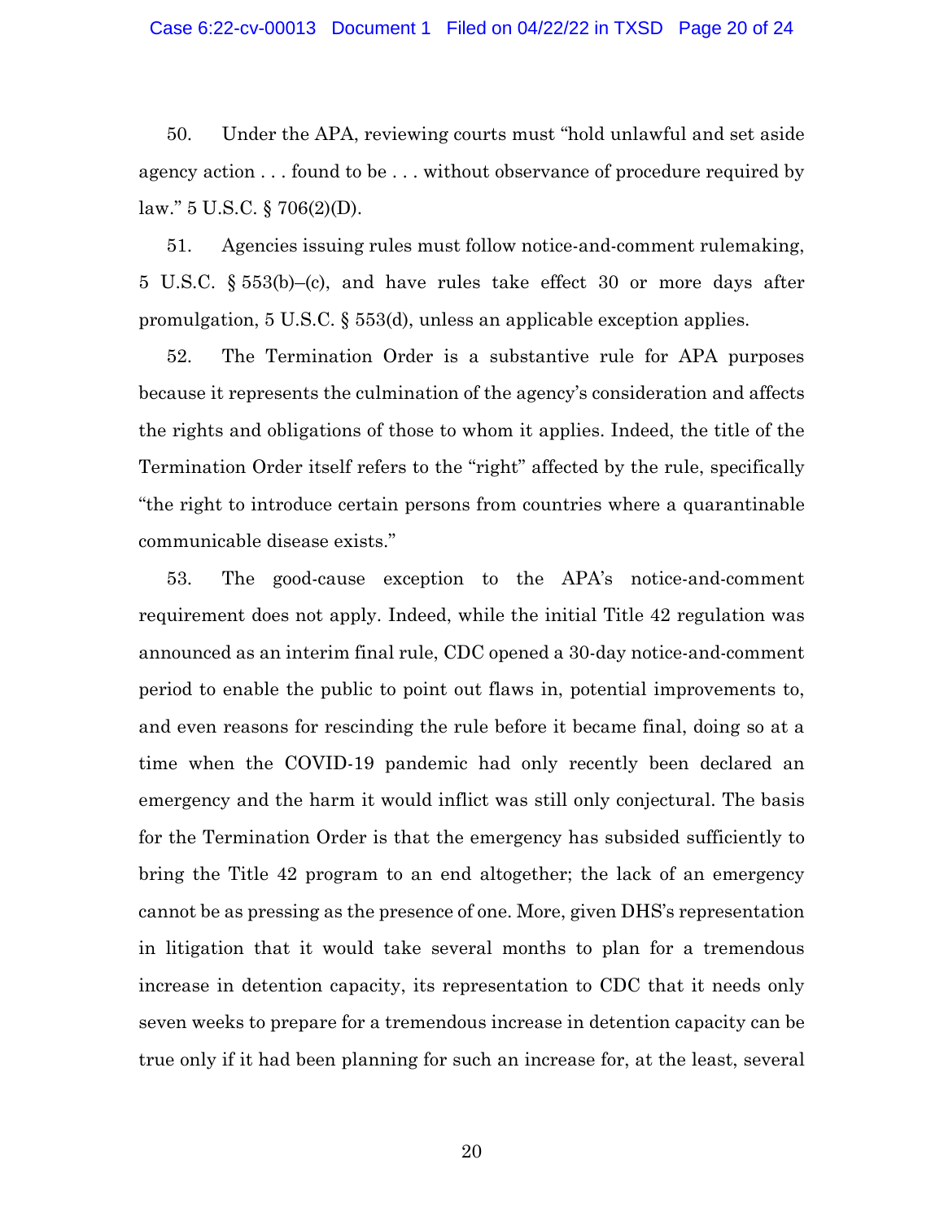50. Under the APA, reviewing courts must "hold unlawful and set aside agency action . . . found to be . . . without observance of procedure required by law." 5 U.S.C. § 706(2)(D).

51. Agencies issuing rules must follow notice-and-comment rulemaking, 5 U.S.C. § 553(b)–(c), and have rules take effect 30 or more days after promulgation, 5 U.S.C. § 553(d), unless an applicable exception applies.

52. The Termination Order is a substantive rule for APA purposes because it represents the culmination of the agency's consideration and affects the rights and obligations of those to whom it applies. Indeed, the title of the Termination Order itself refers to the "right" affected by the rule, specifically "the right to introduce certain persons from countries where a quarantinable communicable disease exists."

53. The good-cause exception to the APA's notice-and-comment requirement does not apply. Indeed, while the initial Title 42 regulation was announced as an interim final rule, CDC opened a 30-day notice-and-comment period to enable the public to point out flaws in, potential improvements to, and even reasons for rescinding the rule before it became final, doing so at a time when the COVID-19 pandemic had only recently been declared an emergency and the harm it would inflict was still only conjectural. The basis for the Termination Order is that the emergency has subsided sufficiently to bring the Title 42 program to an end altogether; the lack of an emergency cannot be as pressing as the presence of one. More, given DHS's representation in litigation that it would take several months to plan for a tremendous increase in detention capacity, its representation to CDC that it needs only seven weeks to prepare for a tremendous increase in detention capacity can be true only if it had been planning for such an increase for, at the least, several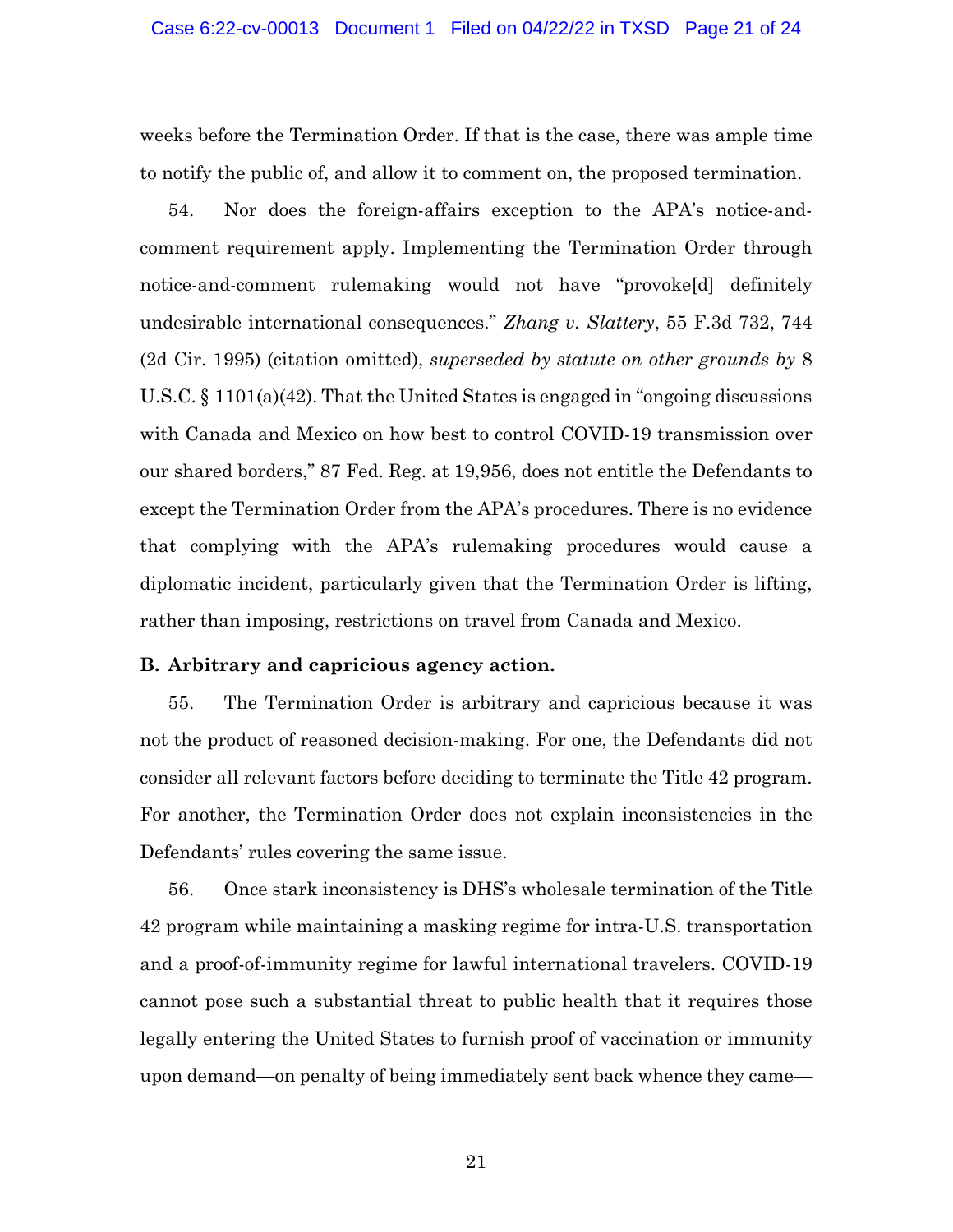weeks before the Termination Order. If that is the case, there was ample time to notify the public of, and allow it to comment on, the proposed termination.

54. Nor does the foreign-affairs exception to the APA's notice-and-comment requirement apply. Implementing the Termination Order through notice-and-comment rulemaking would not have "provoke[d] definitely undesirable international consequences." *Zhang v. Slattery*, 55 F.3d 732, 744 (2d Cir. 1995) (citation omitted), *superseded by statute on other grounds by* 8 U.S.C. § 1101(a)(42). That the United States is engaged in "ongoing discussions with Canada and Mexico on how best to control COVID-19 transmission over our shared borders," 87 Fed. Reg. at 19,956, does not entitle the Defendants to except the Termination Order from the APA's procedures. There is no evidence that complying with the APA's rulemaking procedures would cause a diplomatic incident, particularly given that the Termination Order is lifting, rather than imposing, restrictions on travel from Canada and Mexico.

**B. Arbitrary and capricious agency action.**

55. The Termination Order is arbitrary and capricious because it was not the product of reasoned decision-making. For one, the Defendants did not consider all relevant factors before deciding to terminate the Title 42 program. For another, the Termination Order does not explain inconsistencies in the Defendants' rules covering the same issue.

56. Once stark inconsistency is DHS's wholesale termination of the Title 42 program while maintaining a masking regime for intra-U.S. transportation and a proof-of-immunity regime for lawful international travelers. COVID-19 cannot pose such a substantial threat to public health that it requires those legally entering the United States to furnish proof of vaccination or immunity upon demand—on penalty of being immediately sent back whence they came—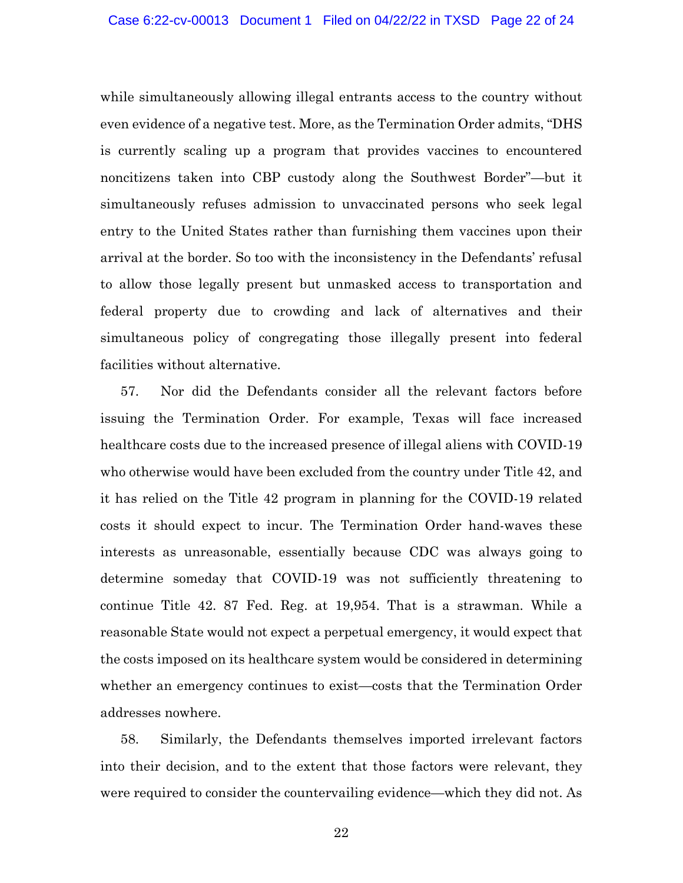while simultaneously allowing illegal entrants access to the country without even evidence of a negative test. More, as the Termination Order admits, "DHS is currently scaling up a program that provides vaccines to encountered noncitizens taken into CBP custody along the Southwest Border"—but it simultaneously refuses admission to unvaccinated persons who seek legal entry to the United States rather than furnishing them vaccines upon their arrival at the border. So too with the inconsistency in the Defendants' refusal to allow those legally present but unmasked access to transportation and federal property due to crowding and lack of alternatives and their simultaneous policy of congregating those illegally present into federal facilities without alternative.

57. Nor did the Defendants consider all the relevant factors before issuing the Termination Order. For example, Texas will face increased healthcare costs due to the increased presence of illegal aliens with COVID-19 who otherwise would have been excluded from the country under Title 42, and it has relied on the Title 42 program in planning for the COVID-19 related costs it should expect to incur. The Termination Order hand-waves these interests as unreasonable, essentially because CDC was always going to determine someday that COVID-19 was not sufficiently threatening to continue Title 42. 87 Fed. Reg. at 19,954. That is a strawman. While a reasonable State would not expect a perpetual emergency, it would expect that the costs imposed on its healthcare system would be considered in determining whether an emergency continues to exist—costs that the Termination Order addresses nowhere.

58. Similarly, the Defendants themselves imported irrelevant factors into their decision, and to the extent that those factors were relevant, they were required to consider the countervailing evidence—which they did not. As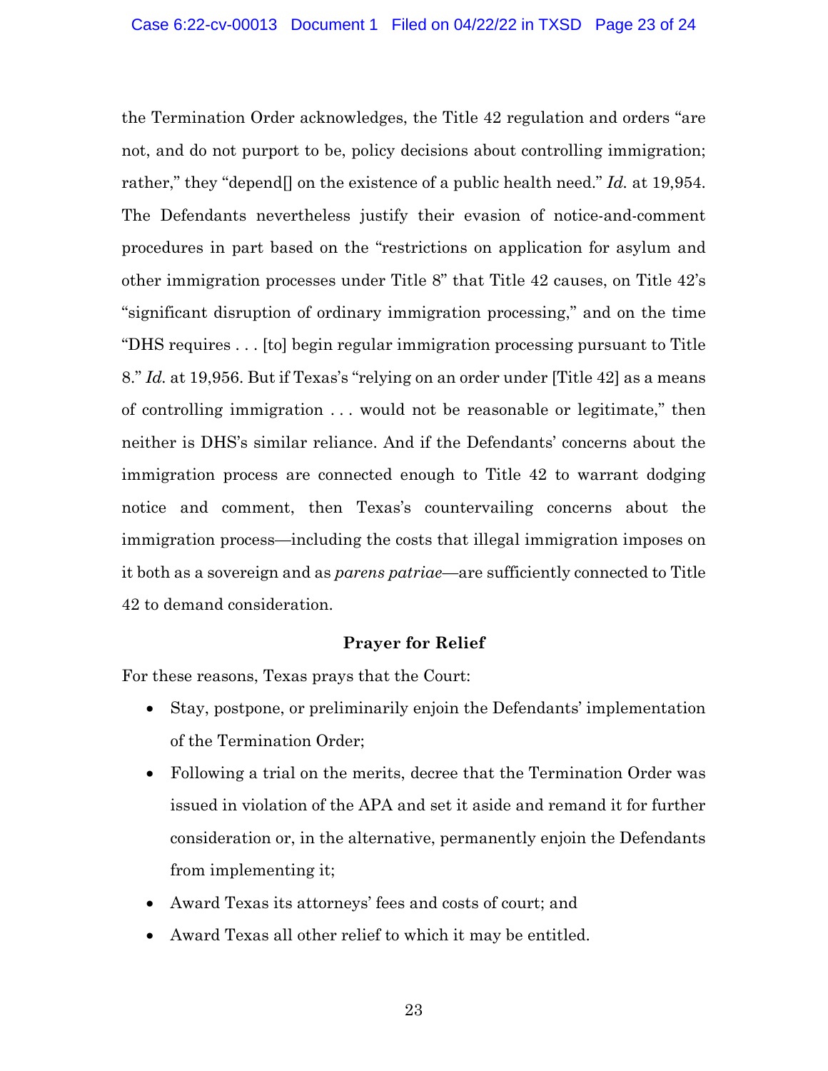the Termination Order acknowledges, the Title 42 regulation and orders "are not, and do not purport to be, policy decisions about controlling immigration; rather," they "depend[] on the existence of a public health need." *Id.* at 19,954. The Defendants nevertheless justify their evasion of notice-and-comment procedures in part based on the "restrictions on application for asylum and other immigration processes under Title 8" that Title 42 causes, on Title 42's "significant disruption of ordinary immigration processing," and on the time "DHS requires . . . [to] begin regular immigration processing pursuant to Title 8." *Id.* at 19,956. But if Texas's "relying on an order under [Title 42] as a means of controlling immigration . . . would not be reasonable or legitimate," then neither is DHS's similar reliance. And if the Defendants' concerns about the immigration process are connected enough to Title 42 to warrant dodging notice and comment, then Texas's countervailing concerns about the immigration process—including the costs that illegal immigration imposes on it both as a sovereign and as *parens patriae*—are sufficiently connected to Title 42 to demand consideration.

**Prayer for Relief**

For these reasons, Texas prays that the Court:

- Stay, postpone, or preliminarily enjoin the Defendants' implementation of the Termination Order;
- Following a trial on the merits, decree that the Termination Order was issued in violation of the APA and set it aside and remand it for further consideration or, in the alternative, permanently enjoin the Defendants from implementing it;
- Award Texas its attorneys' fees and costs of court; and
- Award Texas all other relief to which it may be entitled.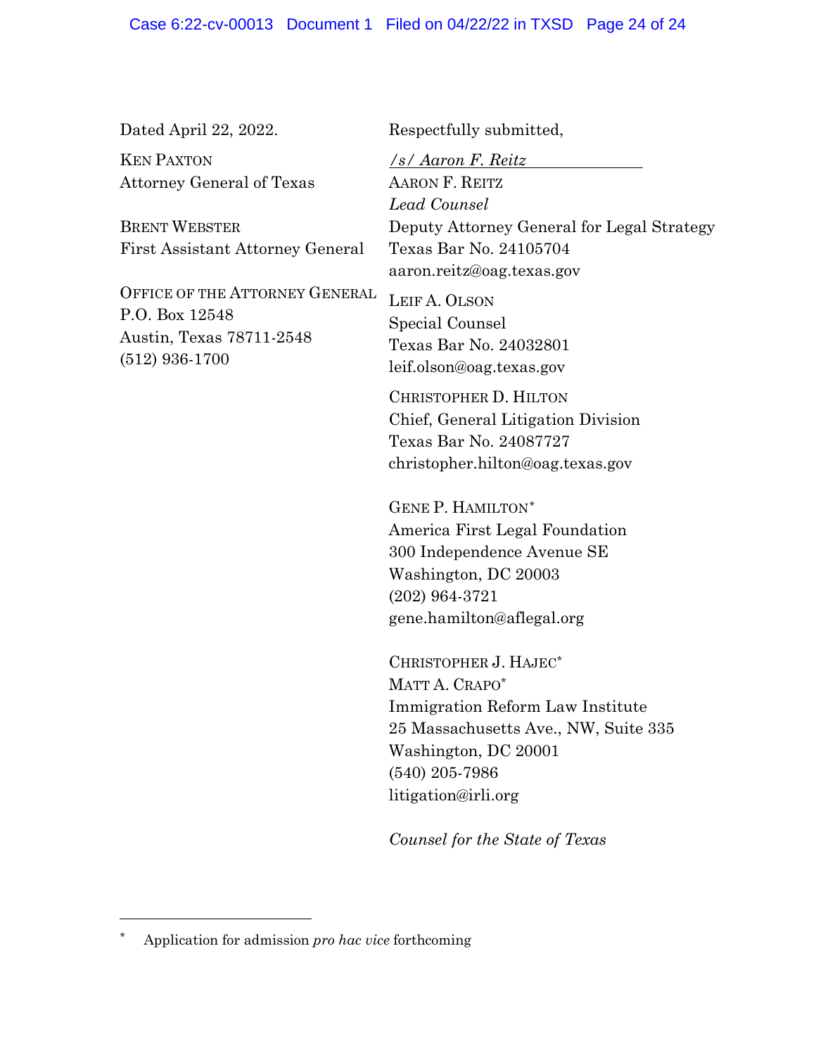Dated April 22, 2022.

KEN PAXTON
Attorney General of Texas

BRENT WEBSTER
First Assistant Attorney General

OFFICE OF THE ATTORNEY GENERAL
P.O. Box 12548
Austin, Texas 78711-2548
(512) 936-1700

Respectfully submitted,

*/s/ Aaron F. Reitz*
AARON F. REITZ
*Lead Counsel*
Deputy Attorney General for Legal Strategy
Texas Bar No. 24105704
aaron.reitz@oag.texas.gov

LEIF A. OLSON
Special Counsel
Texas Bar No. 24032801
leif.olson@oag.texas.gov

CHRISTOPHER D. HILTON
Chief, General Litigation Division
Texas Bar No. 24087727
christopher.hilton@oag.texas.gov

GENE P. HAMILTON*
America First Legal Foundation
300 Independence Avenue SE
Washington, DC 20003
(202) 964-3721
gene.hamilton@aflegal.org

CHRISTOPHER J. HAJEC*
MATT A. CRAPO*
Immigration Reform Law Institute
25 Massachusetts Ave., NW, Suite 335
Washington, DC 20001
(540) 205-7986
litigation@irli.org

*Counsel for the State of Texas*

---

\* Application for admission *pro hac vice* forthcoming